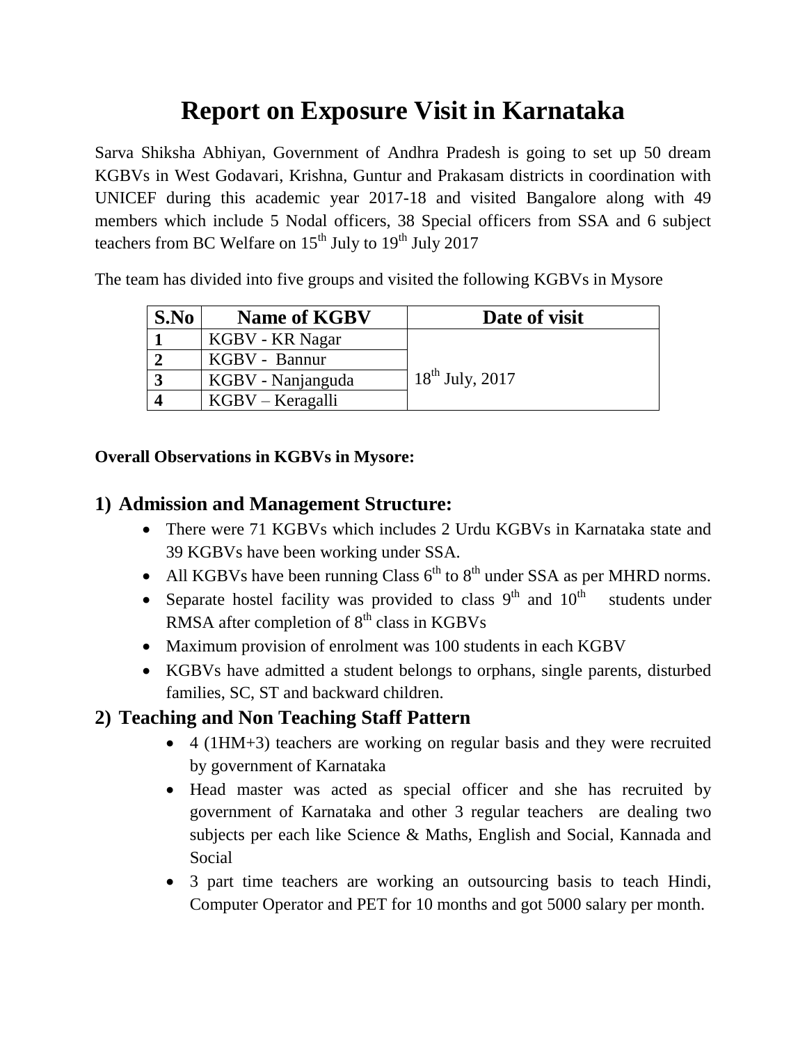# Report on Exposure Visit in Karnataka

Sarva Shiksha Abhiyan, Government of Andhra Pradesh is going to set up 50 dream KGBVs in West Godavari, Krishna, Guntur and Prakasam districts in coordination with UNICEF during this academic year 2017-18 and visited Bangalore along with 49 members which include 5 Nodal officers, 38 Special officers from SSA and 6 subject teachers from BC Welfare on 15$^{th}$ July to 19$^{th}$ July 2017

The team has divided into five groups and visited the following KGBVs in Mysore

| S.No | Name of KGBV | Date of visit |
|---|---|---|
| 1 | KGBV - KR Nagar | 18$^{th}$ July, 2017 |
| 2 | KGBV - Bannur | |
| 3 | KGBV - Nanjanguda | |
| 4 | KGBV – Keragalli | |

**Overall Observations in KGBVs in Mysore:**

## 1) Admission and Management Structure:

- There were 71 KGBVs which includes 2 Urdu KGBVs in Karnataka state and 39 KGBVs have been working under SSA.
- All KGBVs have been running Class 6$^{th}$ to 8$^{th}$ under SSA as per MHRD norms.
- Separate hostel facility was provided to class 9$^{th}$ and 10$^{th}$ students under RMSA after completion of 8$^{th}$ class in KGBVs
- Maximum provision of enrolment was 100 students in each KGBV
- KGBVs have admitted a student belongs to orphans, single parents, disturbed families, SC, ST and backward children.

## 2) Teaching and Non Teaching Staff Pattern

- 4 (1HM+3) teachers are working on regular basis and they were recruited by government of Karnataka
- Head master was acted as special officer and she has recruited by government of Karnataka and other 3 regular teachers are dealing two subjects per each like Science & Maths, English and Social, Kannada and Social
- 3 part time teachers are working an outsourcing basis to teach Hindi, Computer Operator and PET for 10 months and got 5000 salary per month.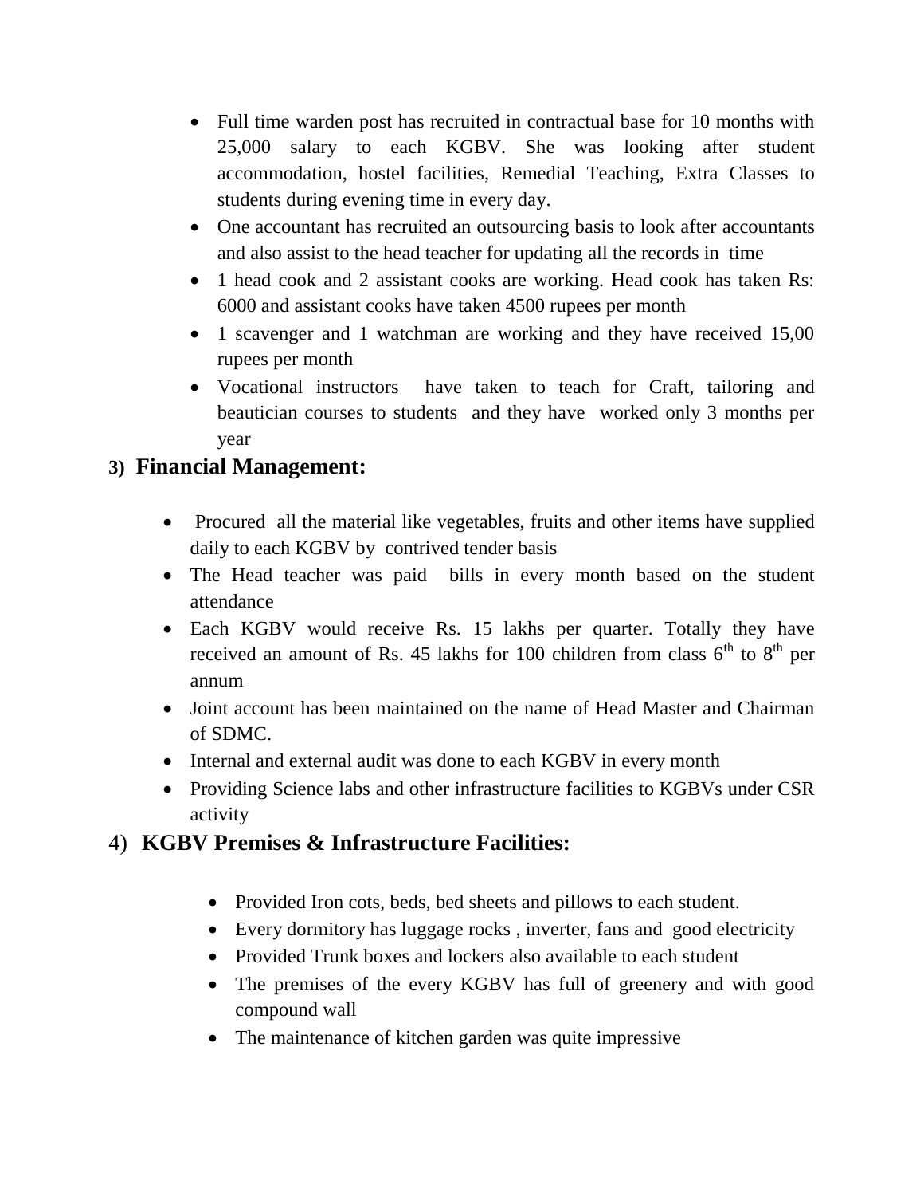- Full time warden post has recruited in contractual base for 10 months with 25,000 salary to each KGBV. She was looking after student accommodation, hostel facilities, Remedial Teaching, Extra Classes to students during evening time in every day.
- One accountant has recruited an outsourcing basis to look after accountants and also assist to the head teacher for updating all the records in time
- 1 head cook and 2 assistant cooks are working. Head cook has taken Rs: 6000 and assistant cooks have taken 4500 rupees per month
- 1 scavenger and 1 watchman are working and they have received 15,00 rupees per month
- Vocational instructors have taken to teach for Craft, tailoring and beautician courses to students and they have worked only 3 months per year

## 3) Financial Management:

- Procured all the material like vegetables, fruits and other items have supplied daily to each KGBV by contrived tender basis
- The Head teacher was paid bills in every month based on the student attendance
- Each KGBV would receive Rs. 15 lakhs per quarter. Totally they have received an amount of Rs. 45 lakhs for 100 children from class 6th to 8th per annum
- Joint account has been maintained on the name of Head Master and Chairman of SDMC.
- Internal and external audit was done to each KGBV in every month
- Providing Science labs and other infrastructure facilities to KGBVs under CSR activity

## 4) KGBV Premises & Infrastructure Facilities:

- Provided Iron cots, beds, bed sheets and pillows to each student.
- Every dormitory has luggage rocks , inverter, fans and good electricity
- Provided Trunk boxes and lockers also available to each student
- The premises of the every KGBV has full of greenery and with good compound wall
- The maintenance of kitchen garden was quite impressive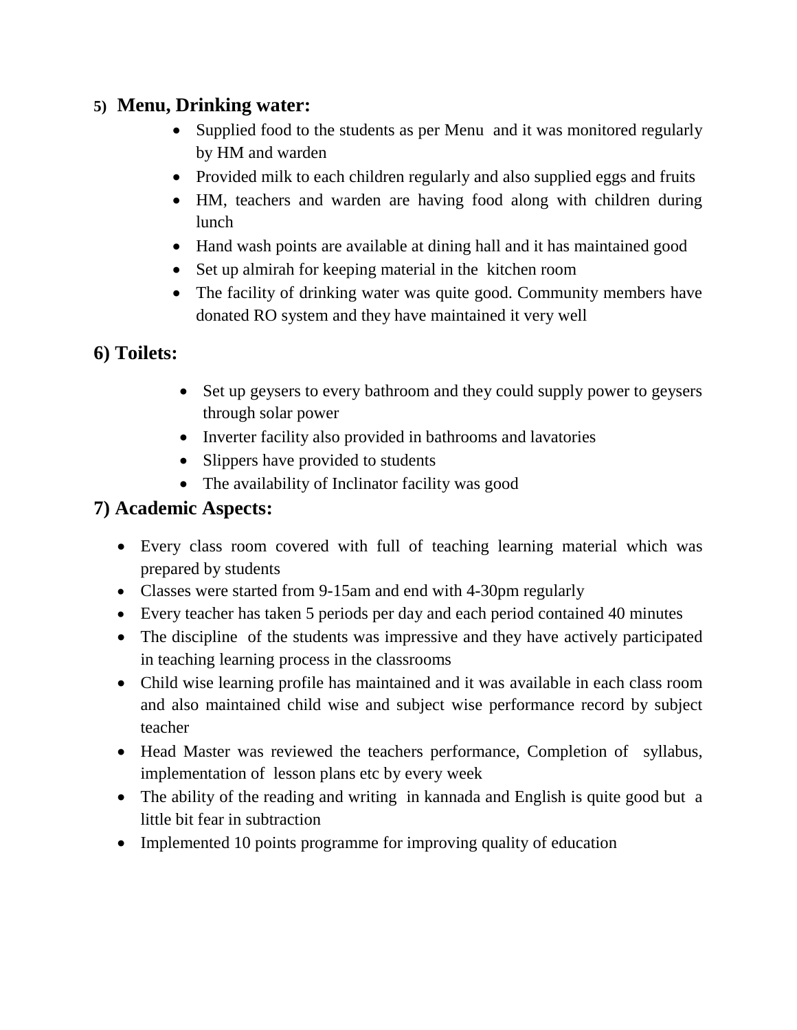## 5) Menu, Drinking water:

- Supplied food to the students as per Menu and it was monitored regularly by HM and warden
- Provided milk to each children regularly and also supplied eggs and fruits
- HM, teachers and warden are having food along with children during lunch
- Hand wash points are available at dining hall and it has maintained good
- Set up almirah for keeping material in the kitchen room
- The facility of drinking water was quite good. Community members have donated RO system and they have maintained it very well

## 6) Toilets:

- Set up geysers to every bathroom and they could supply power to geysers through solar power
- Inverter facility also provided in bathrooms and lavatories
- Slippers have provided to students
- The availability of Inclinator facility was good

## 7) Academic Aspects:

- Every class room covered with full of teaching learning material which was prepared by students
- Classes were started from 9-15am and end with 4-30pm regularly
- Every teacher has taken 5 periods per day and each period contained 40 minutes
- The discipline of the students was impressive and they have actively participated in teaching learning process in the classrooms
- Child wise learning profile has maintained and it was available in each class room and also maintained child wise and subject wise performance record by subject teacher
- Head Master was reviewed the teachers performance, Completion of syllabus, implementation of lesson plans etc by every week
- The ability of the reading and writing in kannada and English is quite good but a little bit fear in subtraction
- Implemented 10 points programme for improving quality of education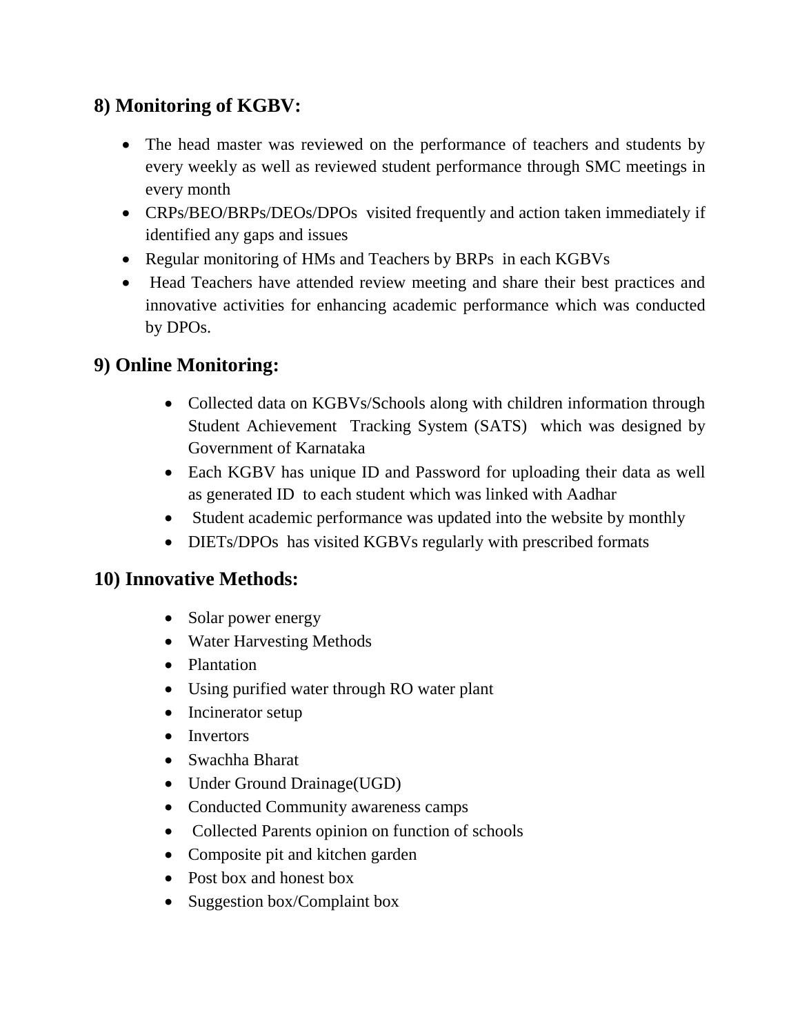## 8) Monitoring of KGBV:

- The head master was reviewed on the performance of teachers and students by every weekly as well as reviewed student performance through SMC meetings in every month
- CRPs/BEO/BRPs/DEOs/DPOs visited frequently and action taken immediately if identified any gaps and issues
- Regular monitoring of HMs and Teachers by BRPs in each KGBVs
- Head Teachers have attended review meeting and share their best practices and innovative activities for enhancing academic performance which was conducted by DPOs.

## 9) Online Monitoring:

- Collected data on KGBVs/Schools along with children information through Student Achievement Tracking System (SATS) which was designed by Government of Karnataka
- Each KGBV has unique ID and Password for uploading their data as well as generated ID to each student which was linked with Aadhar
- Student academic performance was updated into the website by monthly
- DIETs/DPOs has visited KGBVs regularly with prescribed formats

## 10) Innovative Methods:

- Solar power energy
- Water Harvesting Methods
- Plantation
- Using purified water through RO water plant
- Incinerator setup
- Invertors
- Swachha Bharat
- Under Ground Drainage(UGD)
- Conducted Community awareness camps
- Collected Parents opinion on function of schools
- Composite pit and kitchen garden
- Post box and honest box
- Suggestion box/Complaint box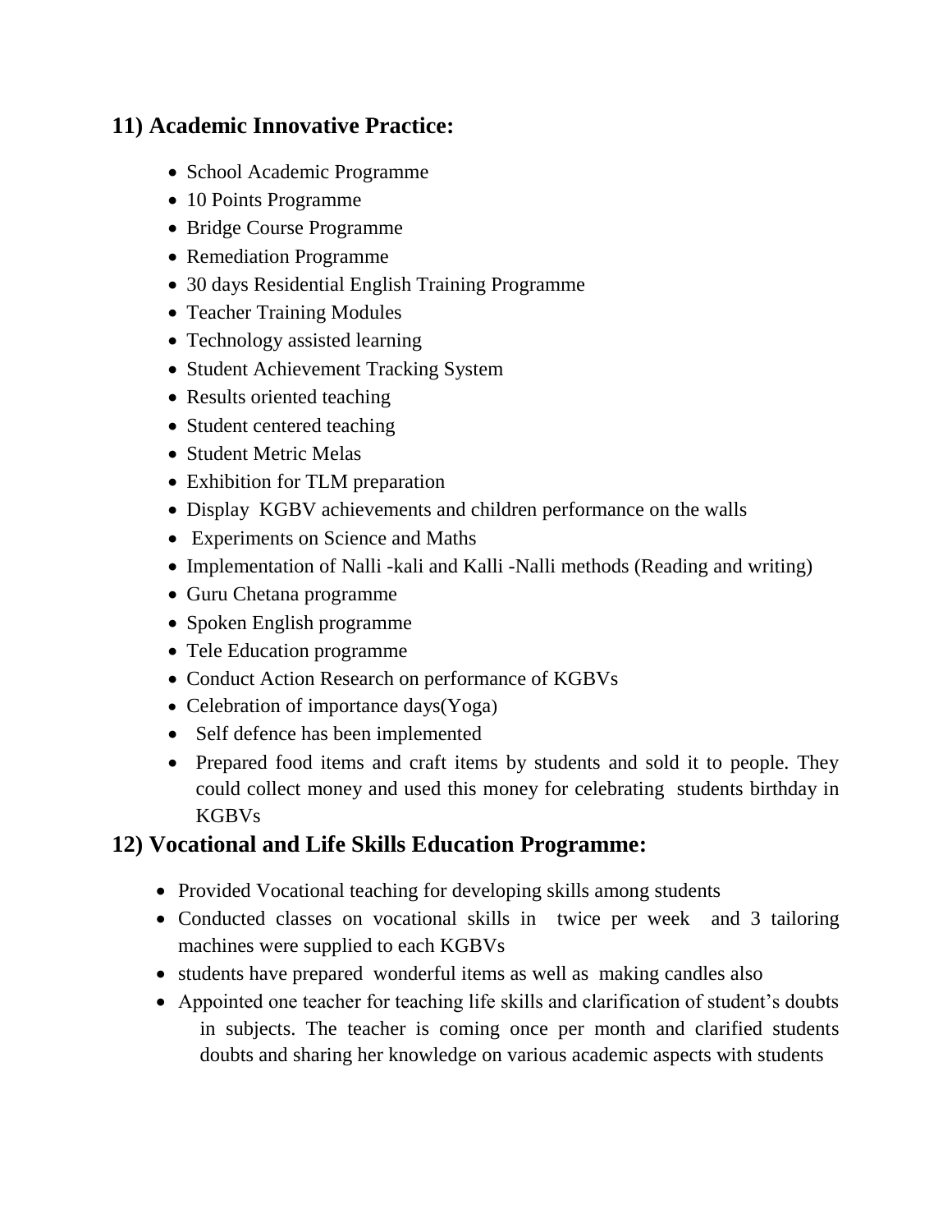## 11) Academic Innovative Practice:

- School Academic Programme
- 10 Points Programme
- Bridge Course Programme
- Remediation Programme
- 30 days Residential English Training Programme
- Teacher Training Modules
- Technology assisted learning
- Student Achievement Tracking System
- Results oriented teaching
- Student centered teaching
- Student Metric Melas
- Exhibition for TLM preparation
- Display KGBV achievements and children performance on the walls
- Experiments on Science and Maths
- Implementation of Nalli -kali and Kalli -Nalli methods (Reading and writing)
- Guru Chetana programme
- Spoken English programme
- Tele Education programme
- Conduct Action Research on performance of KGBVs
- Celebration of importance days(Yoga)
- Self defence has been implemented
- Prepared food items and craft items by students and sold it to people. They could collect money and used this money for celebrating students birthday in KGBVs

## 12) Vocational and Life Skills Education Programme:

- Provided Vocational teaching for developing skills among students
- Conducted classes on vocational skills in twice per week and 3 tailoring machines were supplied to each KGBVs
- students have prepared wonderful items as well as making candles also
- Appointed one teacher for teaching life skills and clarification of student's doubts in subjects. The teacher is coming once per month and clarified students doubts and sharing her knowledge on various academic aspects with students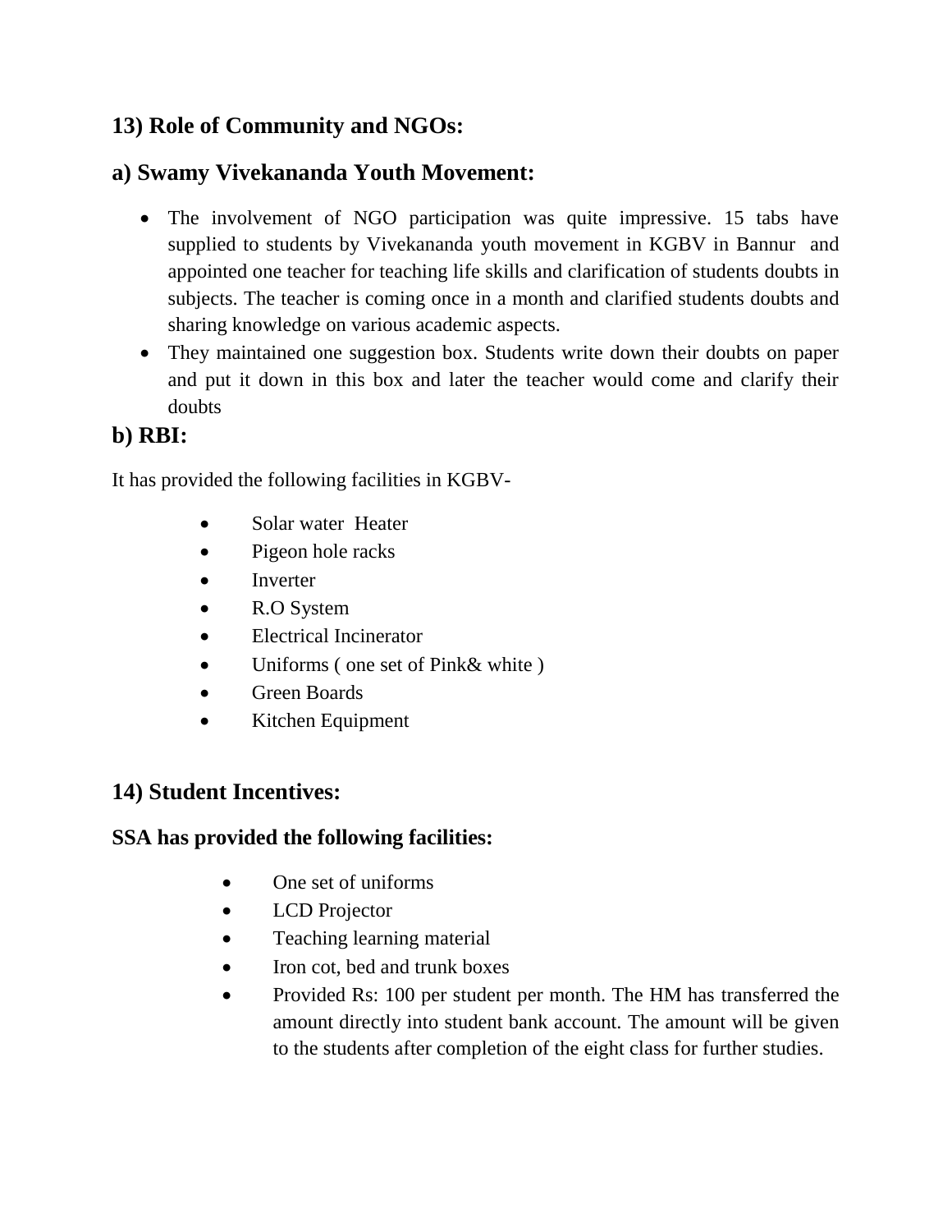## 13) Role of Community and NGOs:

## a) Swamy Vivekananda Youth Movement:

- The involvement of NGO participation was quite impressive. 15 tabs have supplied to students by Vivekananda youth movement in KGBV in Bannur and appointed one teacher for teaching life skills and clarification of students doubts in subjects. The teacher is coming once in a month and clarified students doubts and sharing knowledge on various academic aspects.
- They maintained one suggestion box. Students write down their doubts on paper and put it down in this box and later the teacher would come and clarify their doubts

## b) RBI:

It has provided the following facilities in KGBV-

- Solar water Heater
- Pigeon hole racks
- Inverter
- R.O System
- Electrical Incinerator
- Uniforms ( one set of Pink& white )
- Green Boards
- Kitchen Equipment

## 14) Student Incentives:

### SSA has provided the following facilities:

- One set of uniforms
- LCD Projector
- Teaching learning material
- Iron cot, bed and trunk boxes
- Provided Rs: 100 per student per month. The HM has transferred the amount directly into student bank account. The amount will be given to the students after completion of the eight class for further studies.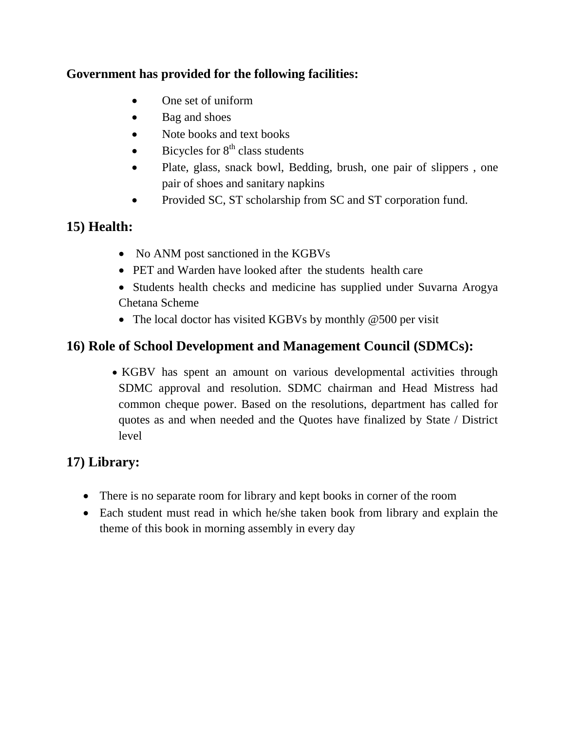**Government has provided for the following facilities:**

- One set of uniform
- Bag and shoes
- Note books and text books
- Bicycles for 8$^{th}$ class students
- Plate, glass, snack bowl, Bedding, brush, one pair of slippers , one pair of shoes and sanitary napkins
- Provided SC, ST scholarship from SC and ST corporation fund.

## 15) Health:

- No ANM post sanctioned in the KGBVs
- PET and Warden have looked after the students health care
- Students health checks and medicine has supplied under Suvarna Arogya Chetana Scheme
- The local doctor has visited KGBVs by monthly @500 per visit

## 16) Role of School Development and Management Council (SDMCs):

- KGBV has spent an amount on various developmental activities through SDMC approval and resolution. SDMC chairman and Head Mistress had common cheque power. Based on the resolutions, department has called for quotes as and when needed and the Quotes have finalized by State / District level

## 17) Library:

- There is no separate room for library and kept books in corner of the room
- Each student must read in which he/she taken book from library and explain the theme of this book in morning assembly in every day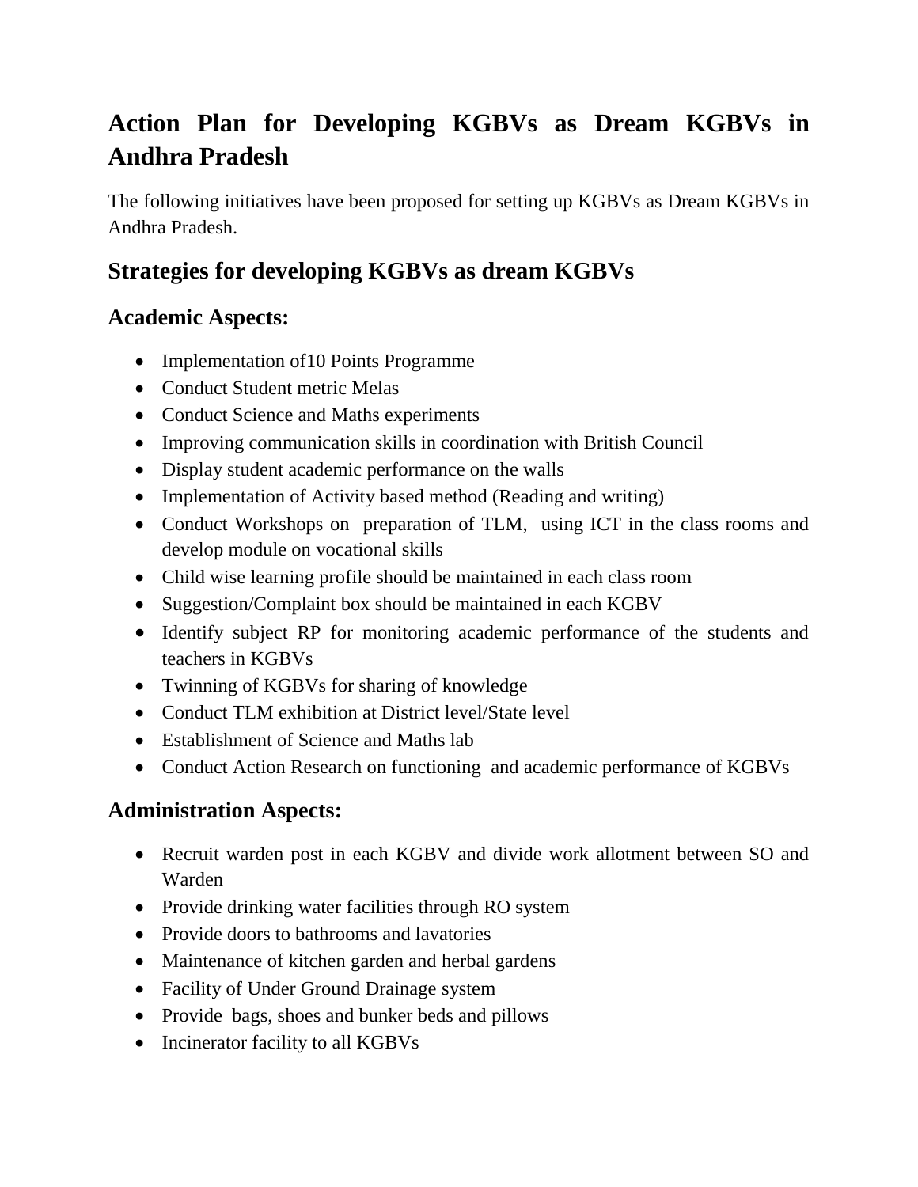# Action Plan for Developing KGBVs as Dream KGBVs in Andhra Pradesh

The following initiatives have been proposed for setting up KGBVs as Dream KGBVs in Andhra Pradesh.

## Strategies for developing KGBVs as dream KGBVs

### Academic Aspects:

- Implementation of10 Points Programme
- Conduct Student metric Melas
- Conduct Science and Maths experiments
- Improving communication skills in coordination with British Council
- Display student academic performance on the walls
- Implementation of Activity based method (Reading and writing)
- Conduct Workshops on preparation of TLM, using ICT in the class rooms and develop module on vocational skills
- Child wise learning profile should be maintained in each class room
- Suggestion/Complaint box should be maintained in each KGBV
- Identify subject RP for monitoring academic performance of the students and teachers in KGBVs
- Twinning of KGBVs for sharing of knowledge
- Conduct TLM exhibition at District level/State level
- Establishment of Science and Maths lab
- Conduct Action Research on functioning and academic performance of KGBVs

### Administration Aspects:

- Recruit warden post in each KGBV and divide work allotment between SO and Warden
- Provide drinking water facilities through RO system
- Provide doors to bathrooms and lavatories
- Maintenance of kitchen garden and herbal gardens
- Facility of Under Ground Drainage system
- Provide bags, shoes and bunker beds and pillows
- Incinerator facility to all KGBVs